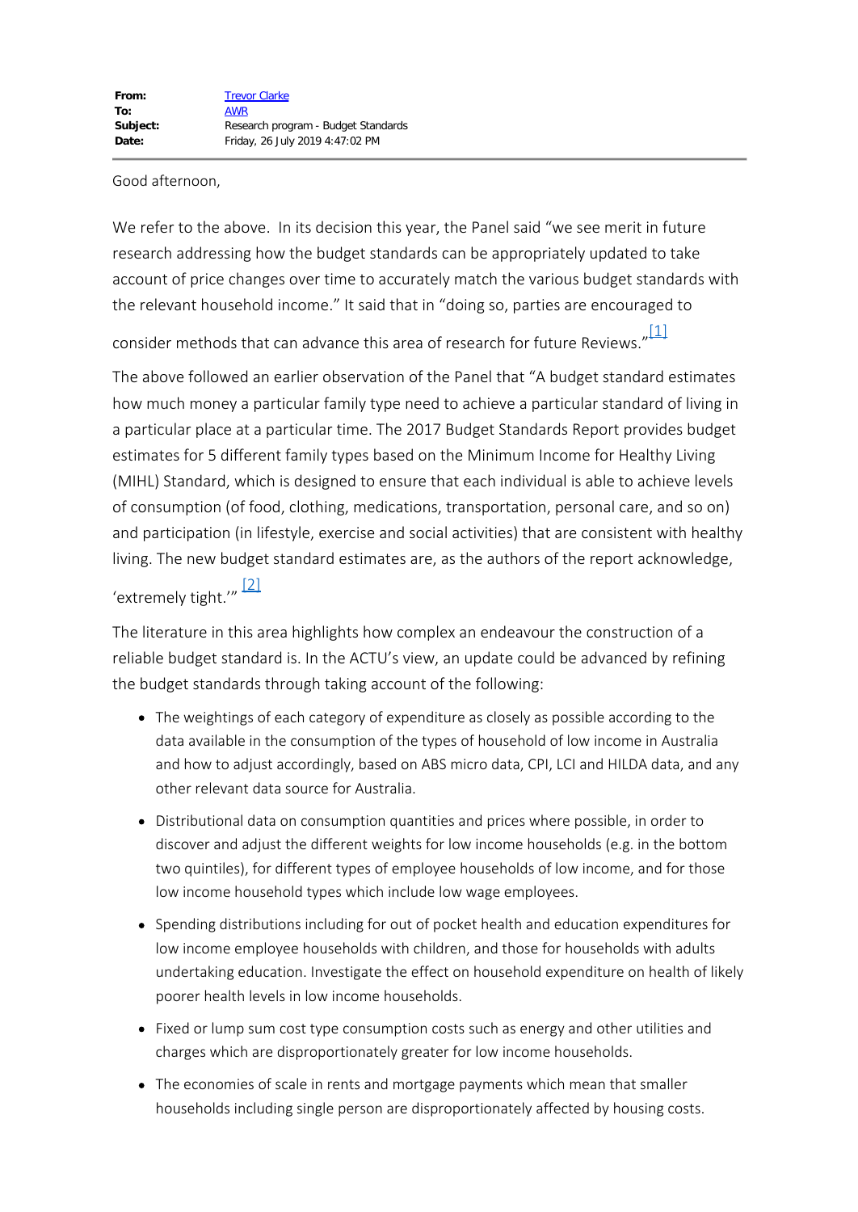| | |
|---|---|
| **From:** | Trevor Clarke |
| **To:** | AWR |
| **Subject:** | Research program - Budget Standards |
| **Date:** | Friday, 26 July 2019 4:47:02 PM |

Good afternoon,

We refer to the above. In its decision this year, the Panel said "we see merit in future research addressing how the budget standards can be appropriately updated to take account of price changes over time to accurately match the various budget standards with the relevant household income." It said that in "doing so, parties are encouraged to consider methods that can advance this area of research for future Reviews."[1]

The above followed an earlier observation of the Panel that "A budget standard estimates how much money a particular family type need to achieve a particular standard of living in a particular place at a particular time. The 2017 Budget Standards Report provides budget estimates for 5 different family types based on the Minimum Income for Healthy Living (MIHL) Standard, which is designed to ensure that each individual is able to achieve levels of consumption (of food, clothing, medications, transportation, personal care, and so on) and participation (in lifestyle, exercise and social activities) that are consistent with healthy living. The new budget standard estimates are, as the authors of the report acknowledge, 'extremely tight.'"[2]

The literature in this area highlights how complex an endeavour the construction of a reliable budget standard is. In the ACTU's view, an update could be advanced by refining the budget standards through taking account of the following:

- The weightings of each category of expenditure as closely as possible according to the data available in the consumption of the types of household of low income in Australia and how to adjust accordingly, based on ABS micro data, CPI, LCI and HILDA data, and any other relevant data source for Australia.
- Distributional data on consumption quantities and prices where possible, in order to discover and adjust the different weights for low income households (e.g. in the bottom two quintiles), for different types of employee households of low income, and for those low income household types which include low wage employees.
- Spending distributions including for out of pocket health and education expenditures for low income employee households with children, and those for households with adults undertaking education. Investigate the effect on household expenditure on health of likely poorer health levels in low income households.
- Fixed or lump sum cost type consumption costs such as energy and other utilities and charges which are disproportionately greater for low income households.
- The economies of scale in rents and mortgage payments which mean that smaller households including single person are disproportionately affected by housing costs.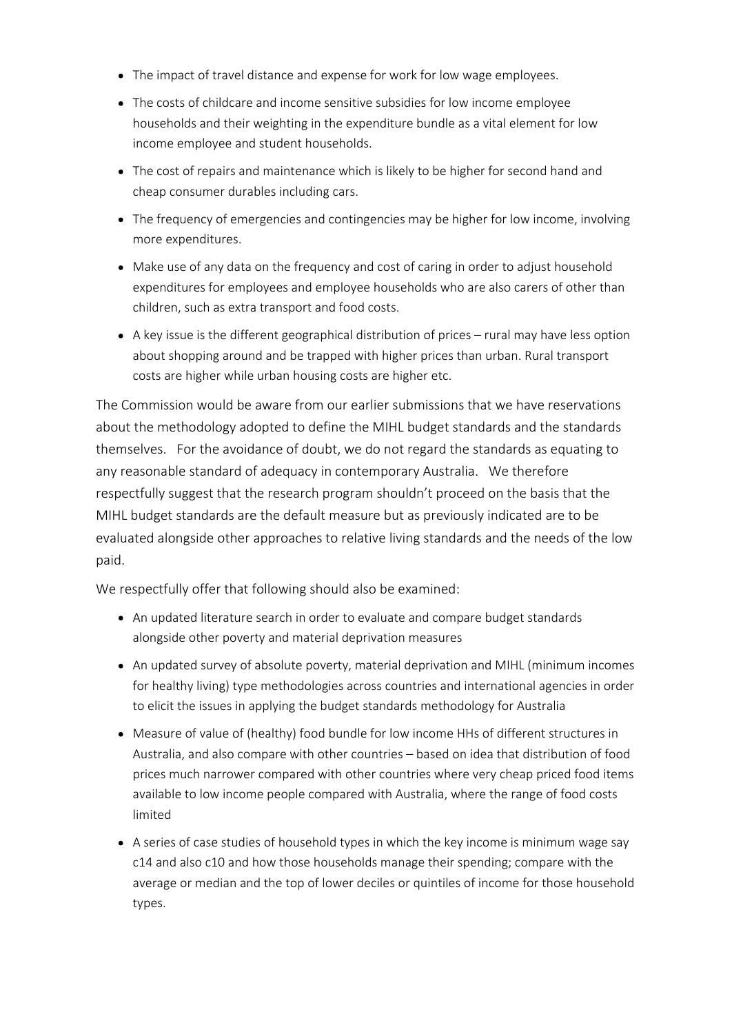- The impact of travel distance and expense for work for low wage employees.
- The costs of childcare and income sensitive subsidies for low income employee households and their weighting in the expenditure bundle as a vital element for low income employee and student households.
- The cost of repairs and maintenance which is likely to be higher for second hand and cheap consumer durables including cars.
- The frequency of emergencies and contingencies may be higher for low income, involving more expenditures.
- Make use of any data on the frequency and cost of caring in order to adjust household expenditures for employees and employee households who are also carers of other than children, such as extra transport and food costs.
- A key issue is the different geographical distribution of prices – rural may have less option about shopping around and be trapped with higher prices than urban. Rural transport costs are higher while urban housing costs are higher etc.

The Commission would be aware from our earlier submissions that we have reservations about the methodology adopted to define the MIHL budget standards and the standards themselves. For the avoidance of doubt, we do not regard the standards as equating to any reasonable standard of adequacy in contemporary Australia. We therefore respectfully suggest that the research program shouldn't proceed on the basis that the MIHL budget standards are the default measure but as previously indicated are to be evaluated alongside other approaches to relative living standards and the needs of the low paid.

We respectfully offer that following should also be examined:

- An updated literature search in order to evaluate and compare budget standards alongside other poverty and material deprivation measures
- An updated survey of absolute poverty, material deprivation and MIHL (minimum incomes for healthy living) type methodologies across countries and international agencies in order to elicit the issues in applying the budget standards methodology for Australia
- Measure of value of (healthy) food bundle for low income HHs of different structures in Australia, and also compare with other countries – based on idea that distribution of food prices much narrower compared with other countries where very cheap priced food items available to low income people compared with Australia, where the range of food costs limited
- A series of case studies of household types in which the key income is minimum wage say c14 and also c10 and how those households manage their spending; compare with the average or median and the top of lower deciles or quintiles of income for those household types.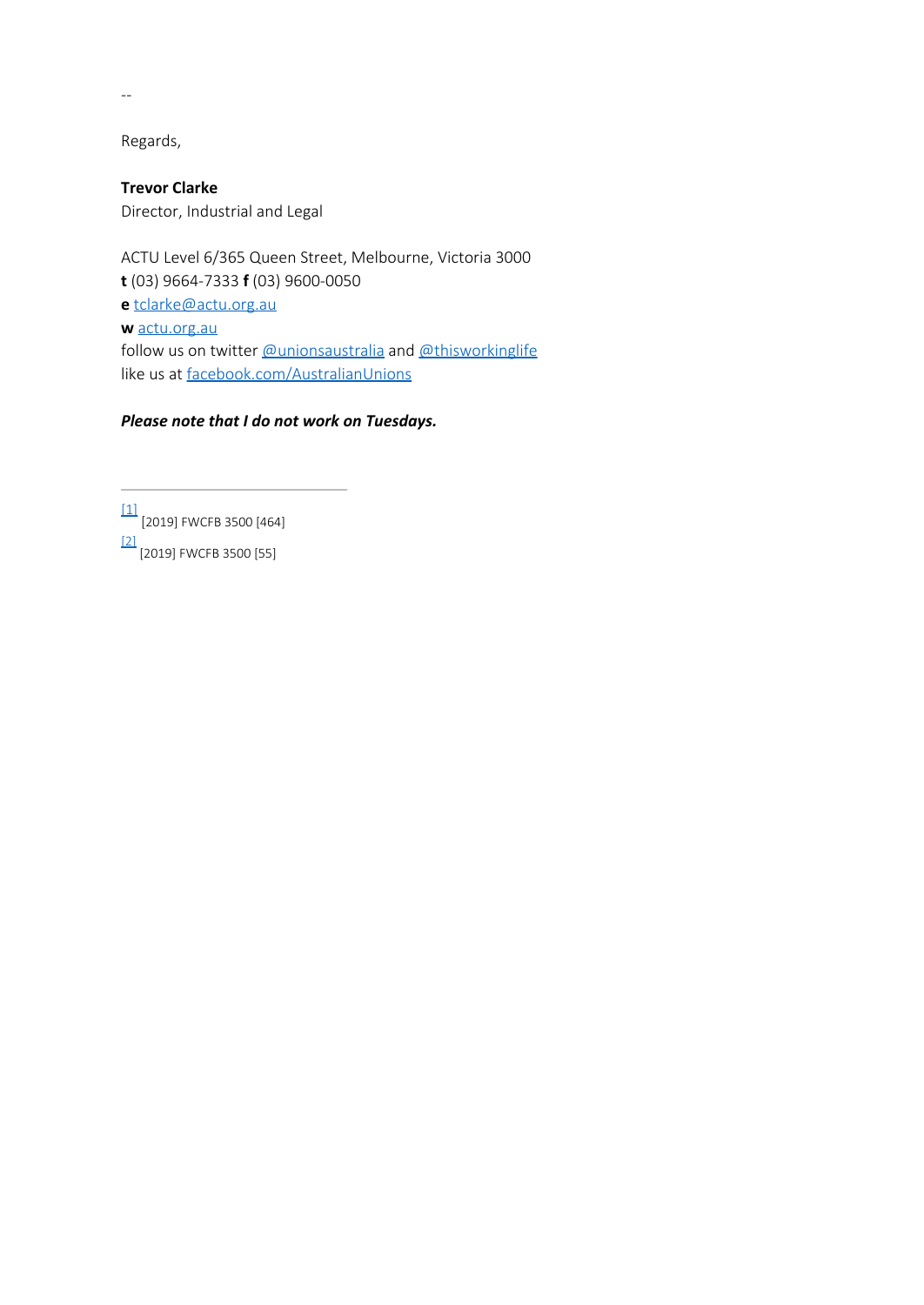--

Regards,

**Trevor Clarke**
Director, Industrial and Legal

ACTU Level 6/365 Queen Street, Melbourne, Victoria 3000
**t** (03) 9664-7333 **f** (03) 9600-0050
**e** tclarke@actu.org.au
**w** actu.org.au
follow us on twitter @unionsaustralia and @thisworkinglife
like us at facebook.com/AustralianUnions

***Please note that I do not work on Tuesdays.***

---

[1] [2019] FWCFB 3500 [464]

[2] [2019] FWCFB 3500 [55]